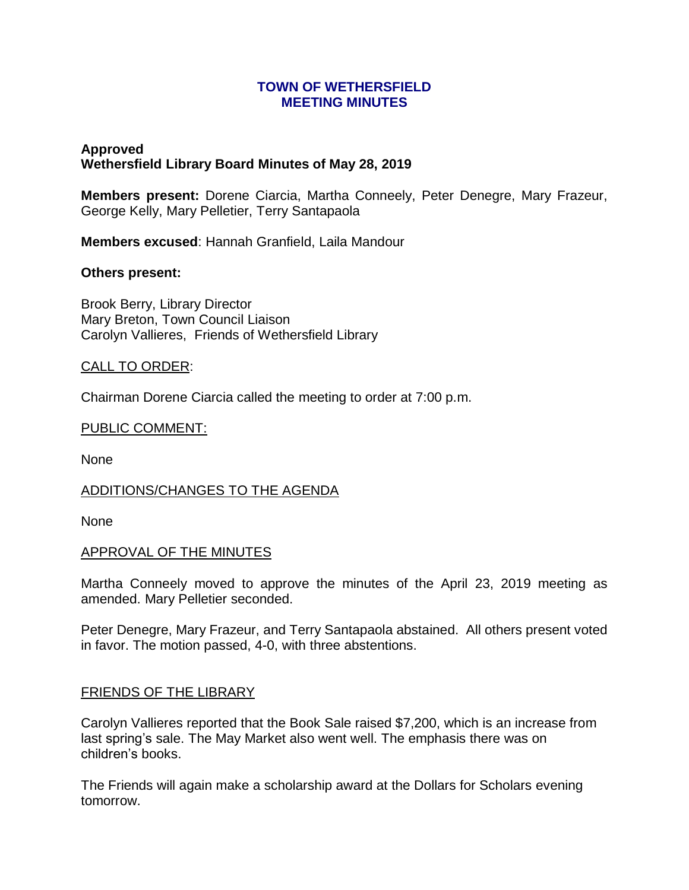# TOWN OF WETHERSFIELD
# MEETING MINUTES

**Approved**
**Wethersfield Library Board Minutes of May 28, 2019**

**Members present:** Dorene Ciarcia, Martha Conneely, Peter Denegre, Mary Frazeur, George Kelly, Mary Pelletier, Terry Santapaola

**Members excused**: Hannah Granfield, Laila Mandour

**Others present:**

Brook Berry, Library Director
Mary Breton, Town Council Liaison
Carolyn Vallieres, Friends of Wethersfield Library

CALL TO ORDER:

Chairman Dorene Ciarcia called the meeting to order at 7:00 p.m.

PUBLIC COMMENT:

None

ADDITIONS/CHANGES TO THE AGENDA

None

APPROVAL OF THE MINUTES

Martha Conneely moved to approve the minutes of the April 23, 2019 meeting as amended. Mary Pelletier seconded.

Peter Denegre, Mary Frazeur, and Terry Santapaola abstained. All others present voted in favor. The motion passed, 4-0, with three abstentions.

FRIENDS OF THE LIBRARY

Carolyn Vallieres reported that the Book Sale raised $7,200, which is an increase from last spring's sale. The May Market also went well. The emphasis there was on children's books.

The Friends will again make a scholarship award at the Dollars for Scholars evening tomorrow.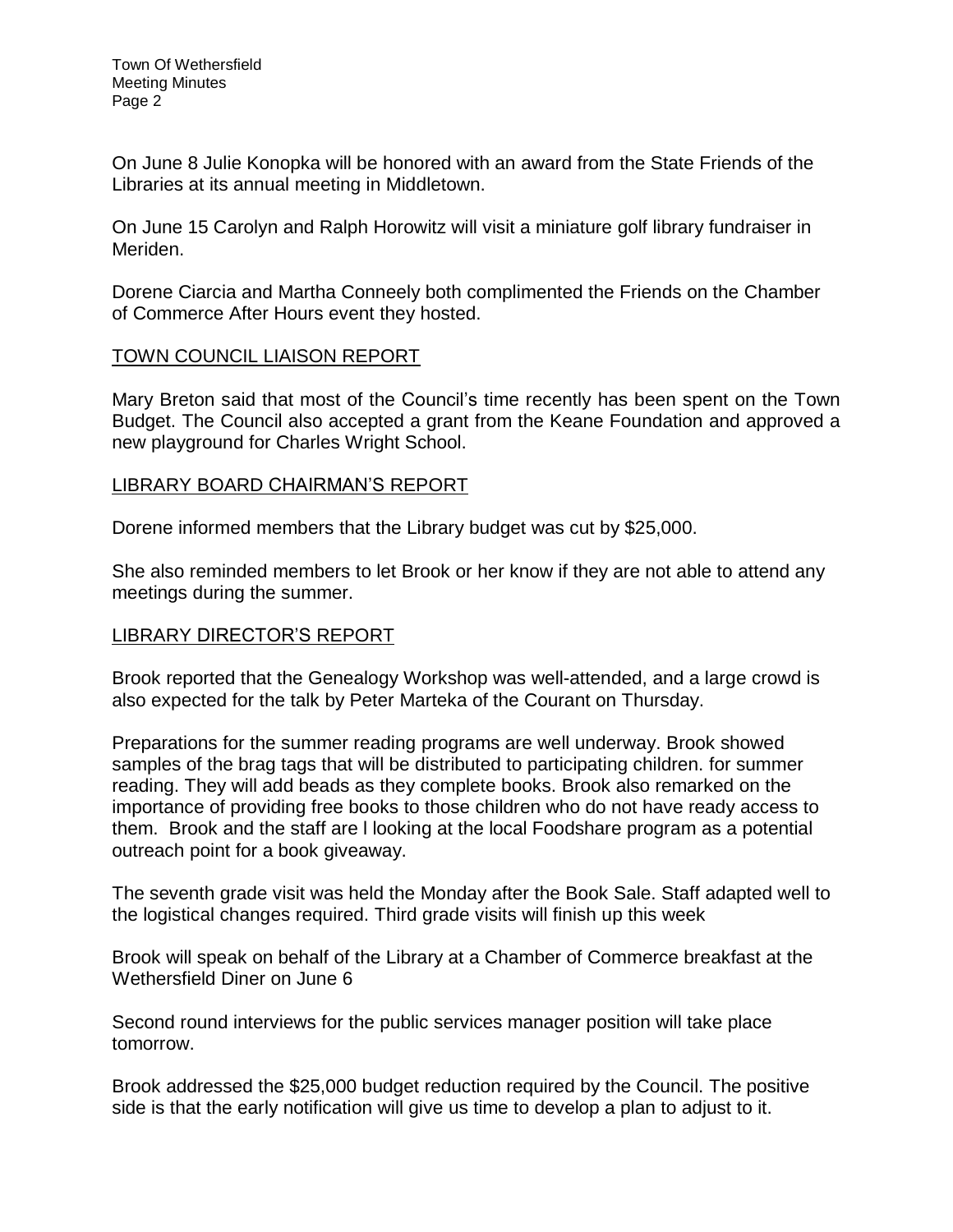On June 8 Julie Konopka will be honored with an award from the State Friends of the Libraries at its annual meeting in Middletown.

On June 15 Carolyn and Ralph Horowitz will visit a miniature golf library fundraiser in Meriden.

Dorene Ciarcia and Martha Conneely both complimented the Friends on the Chamber of Commerce After Hours event they hosted.

## TOWN COUNCIL LIAISON REPORT

Mary Breton said that most of the Council's time recently has been spent on the Town Budget. The Council also accepted a grant from the Keane Foundation and approved a new playground for Charles Wright School.

## LIBRARY BOARD CHAIRMAN'S REPORT

Dorene informed members that the Library budget was cut by $25,000.

She also reminded members to let Brook or her know if they are not able to attend any meetings during the summer.

## LIBRARY DIRECTOR'S REPORT

Brook reported that the Genealogy Workshop was well-attended, and a large crowd is also expected for the talk by Peter Marteka of the Courant on Thursday.

Preparations for the summer reading programs are well underway. Brook showed samples of the brag tags that will be distributed to participating children. for summer reading. They will add beads as they complete books. Brook also remarked on the importance of providing free books to those children who do not have ready access to them. Brook and the staff are l looking at the local Foodshare program as a potential outreach point for a book giveaway.

The seventh grade visit was held the Monday after the Book Sale. Staff adapted well to the logistical changes required. Third grade visits will finish up this week

Brook will speak on behalf of the Library at a Chamber of Commerce breakfast at the Wethersfield Diner on June 6

Second round interviews for the public services manager position will take place tomorrow.

Brook addressed the $25,000 budget reduction required by the Council. The positive side is that the early notification will give us time to develop a plan to adjust to it.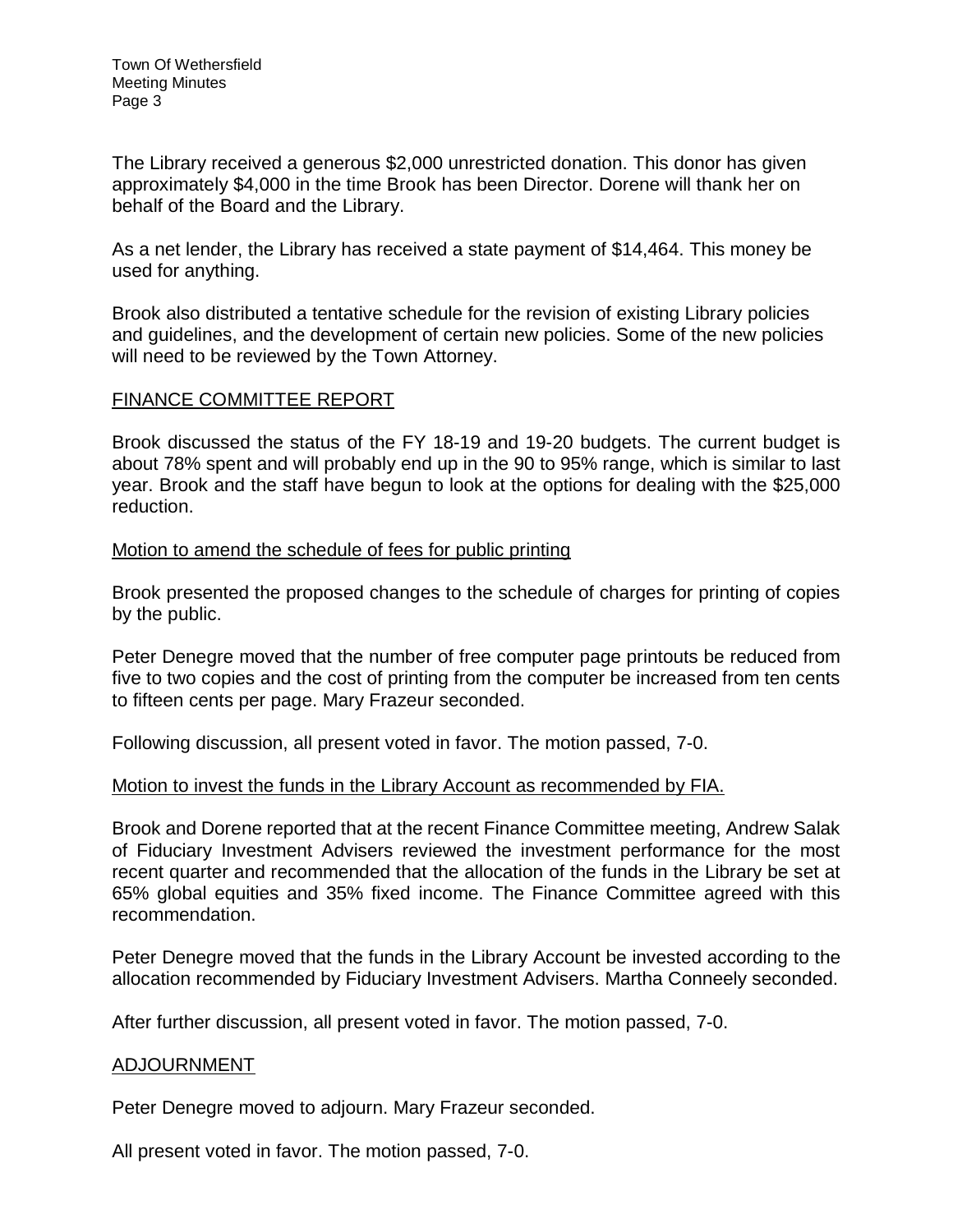The Library received a generous $2,000 unrestricted donation. This donor has given approximately $4,000 in the time Brook has been Director. Dorene will thank her on behalf of the Board and the Library.

As a net lender, the Library has received a state payment of $14,464. This money be used for anything.

Brook also distributed a tentative schedule for the revision of existing Library policies and guidelines, and the development of certain new policies. Some of the new policies will need to be reviewed by the Town Attorney.

## FINANCE COMMITTEE REPORT

Brook discussed the status of the FY 18-19 and 19-20 budgets. The current budget is about 78% spent and will probably end up in the 90 to 95% range, which is similar to last year. Brook and the staff have begun to look at the options for dealing with the $25,000 reduction.

### Motion to amend the schedule of fees for public printing

Brook presented the proposed changes to the schedule of charges for printing of copies by the public.

Peter Denegre moved that the number of free computer page printouts be reduced from five to two copies and the cost of printing from the computer be increased from ten cents to fifteen cents per page. Mary Frazeur seconded.

Following discussion, all present voted in favor. The motion passed, 7-0.

### Motion to invest the funds in the Library Account as recommended by FIA.

Brook and Dorene reported that at the recent Finance Committee meeting, Andrew Salak of Fiduciary Investment Advisers reviewed the investment performance for the most recent quarter and recommended that the allocation of the funds in the Library be set at 65% global equities and 35% fixed income. The Finance Committee agreed with this recommendation.

Peter Denegre moved that the funds in the Library Account be invested according to the allocation recommended by Fiduciary Investment Advisers. Martha Conneely seconded.

After further discussion, all present voted in favor. The motion passed, 7-0.

## ADJOURNMENT

Peter Denegre moved to adjourn. Mary Frazeur seconded.

All present voted in favor. The motion passed, 7-0.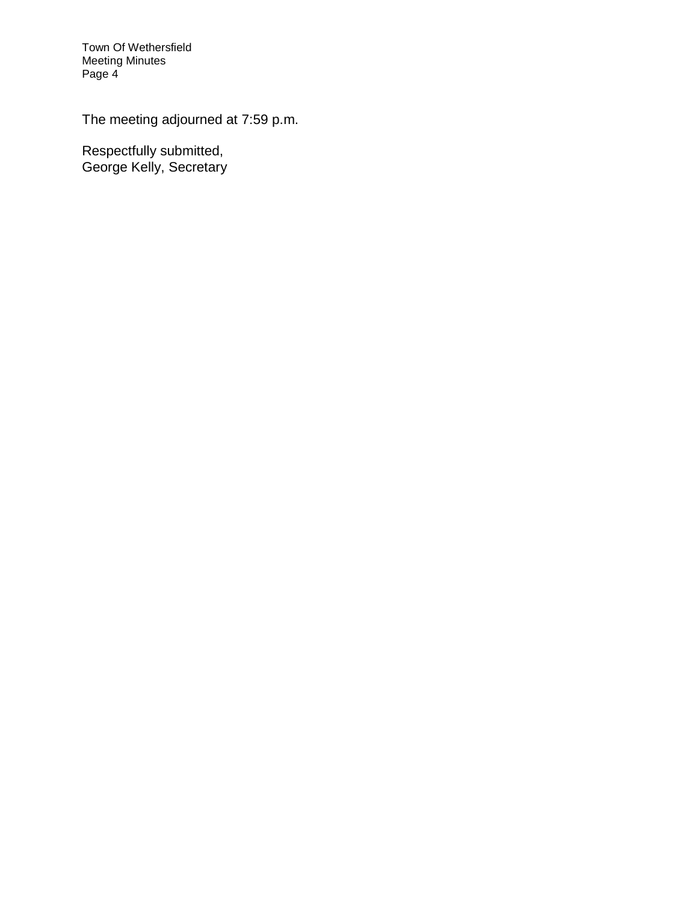The meeting adjourned at 7:59 p.m.

Respectfully submitted,
George Kelly, Secretary